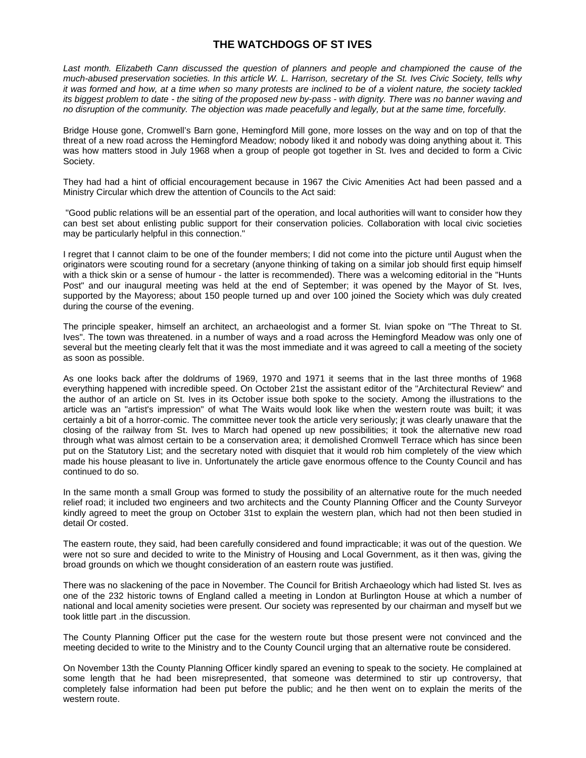# THE WATCHDOGS OF ST IVES

*Last month. Elizabeth Cann discussed the question of planners and people and championed the cause of the much-abused preservation societies. In this article W. L. Harrison, secretary of the St. Ives Civic Society, tells why it was formed and how, at a time when so many protests are inclined to be of a violent nature, the society tackled its biggest problem to date - the siting of the proposed new by-pass - with dignity. There was no banner waving and no disruption of the community. The objection was made peacefully and legally, but at the same time, forcefully.*

Bridge House gone, Cromwell's Barn gone, Hemingford Mill gone, more losses on the way and on top of that the threat of a new road across the Hemingford Meadow; nobody liked it and nobody was doing anything about it. This was how matters stood in July 1968 when a group of people got together in St. Ives and decided to form a Civic Society.

They had had a hint of official encouragement because in 1967 the Civic Amenities Act had been passed and a Ministry Circular which drew the attention of Councils to the Act said:

"Good public relations will be an essential part of the operation, and local authorities will want to consider how they can best set about enlisting public support for their conservation policies. Collaboration with local civic societies may be particularly helpful in this connection."

I regret that I cannot claim to be one of the founder members; I did not come into the picture until August when the originators were scouting round for a secretary (anyone thinking of taking on a similar job should first equip himself with a thick skin or a sense of humour - the latter is recommended). There was a welcoming editorial in the "Hunts Post" and our inaugural meeting was held at the end of September; it was opened by the Mayor of St. Ives, supported by the Mayoress; about 150 people turned up and over 100 joined the Society which was duly created during the course of the evening.

The principle speaker, himself an architect, an archaeologist and a former St. Ivian spoke on "The Threat to St. Ives". The town was threatened. in a number of ways and a road across the Hemingford Meadow was only one of several but the meeting clearly felt that it was the most immediate and it was agreed to call a meeting of the society as soon as possible.

As one looks back after the doldrums of 1969, 1970 and 1971 it seems that in the last three months of 1968 everything happened with incredible speed. On October 21st the assistant editor of the "Architectural Review" and the author of an article on St. Ives in its October issue both spoke to the society. Among the illustrations to the article was an "artist's impression" of what The Waits would look like when the western route was built; it was certainly a bit of a horror-comic. The committee never took the article very seriously; jt was clearly unaware that the closing of the railway from St. Ives to March had opened up new possibilities; it took the alternative new road through what was almost certain to be a conservation area; it demolished Cromwell Terrace which has since been put on the Statutory List; and the secretary noted with disquiet that it would rob him completely of the view which made his house pleasant to live in. Unfortunately the article gave enormous offence to the County Council and has continued to do so.

In the same month a small Group was formed to study the possibility of an alternative route for the much needed relief road; it included two engineers and two architects and the County Planning Officer and the County Surveyor kindly agreed to meet the group on October 31st to explain the western plan, which had not then been studied in detail Or costed.

The eastern route, they said, had been carefully considered and found impracticable; it was out of the question. We were not so sure and decided to write to the Ministry of Housing and Local Government, as it then was, giving the broad grounds on which we thought consideration of an eastern route was justified.

There was no slackening of the pace in November. The Council for British Archaeology which had listed St. Ives as one of the 232 historic towns of England called a meeting in London at Burlington House at which a number of national and local amenity societies were present. Our society was represented by our chairman and myself but we took little part .in the discussion.

The County Planning Officer put the case for the western route but those present were not convinced and the meeting decided to write to the Ministry and to the County Council urging that an alternative route be considered.

On November 13th the County Planning Officer kindly spared an evening to speak to the society. He complained at some length that he had been misrepresented, that someone was determined to stir up controversy, that completely false information had been put before the public; and he then went on to explain the merits of the western route.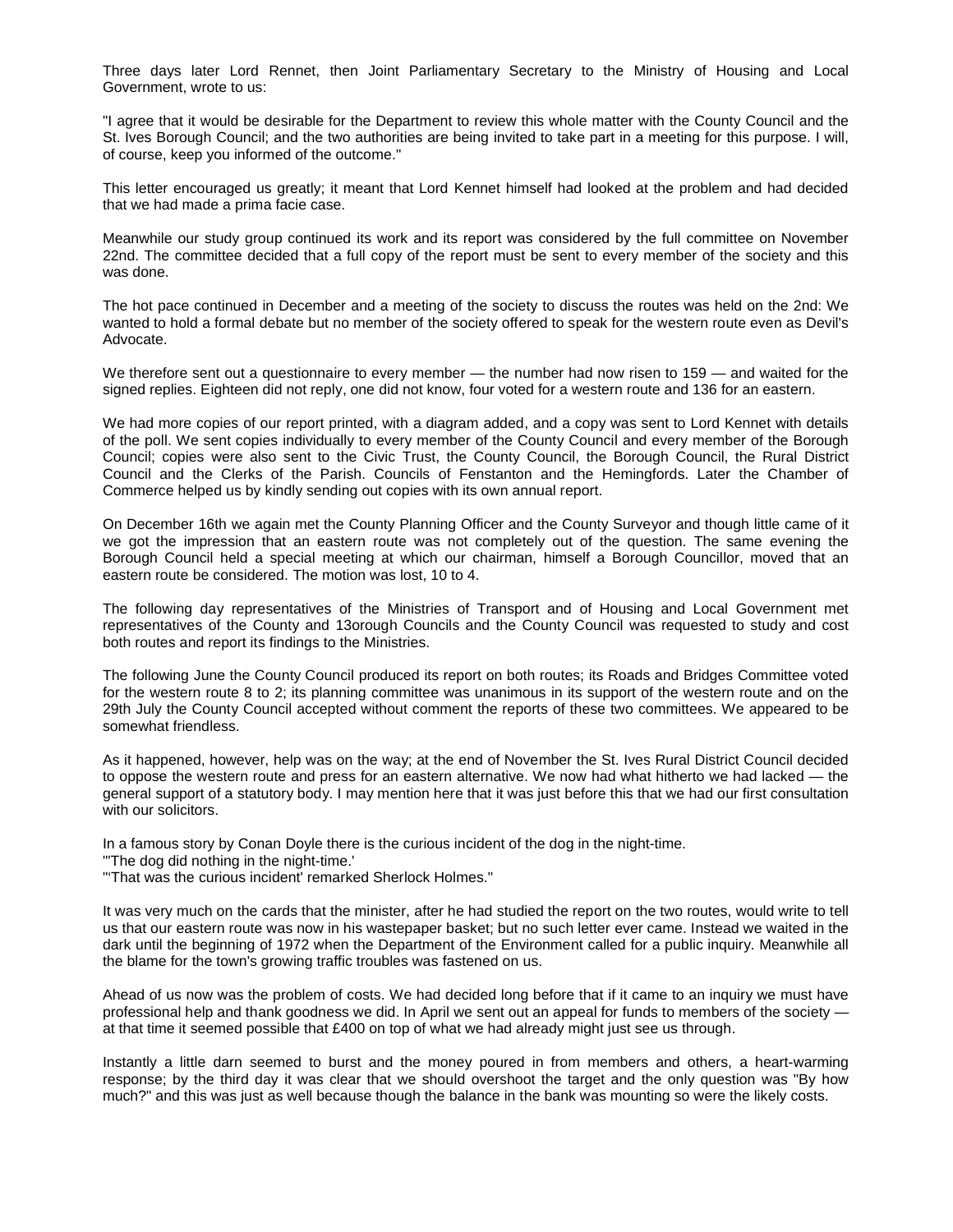Three days later Lord Rennet, then Joint Parliamentary Secretary to the Ministry of Housing and Local Government, wrote to us:

"I agree that it would be desirable for the Department to review this whole matter with the County Council and the St. Ives Borough Council; and the two authorities are being invited to take part in a meeting for this purpose. I will, of course, keep you informed of the outcome."

This letter encouraged us greatly; it meant that Lord Kennet himself had looked at the problem and had decided that we had made a prima facie case.

Meanwhile our study group continued its work and its report was considered by the full committee on November 22nd. The committee decided that a full copy of the report must be sent to every member of the society and this was done.

The hot pace continued in December and a meeting of the society to discuss the routes was held on the 2nd: We wanted to hold a formal debate but no member of the society offered to speak for the western route even as Devil's Advocate.

We therefore sent out a questionnaire to every member — the number had now risen to 159 — and waited for the signed replies. Eighteen did not reply, one did not know, four voted for a western route and 136 for an eastern.

We had more copies of our report printed, with a diagram added, and a copy was sent to Lord Kennet with details of the poll. We sent copies individually to every member of the County Council and every member of the Borough Council; copies were also sent to the Civic Trust, the County Council, the Borough Council, the Rural District Council and the Clerks of the Parish. Councils of Fenstanton and the Hemingfords. Later the Chamber of Commerce helped us by kindly sending out copies with its own annual report.

On December 16th we again met the County Planning Officer and the County Surveyor and though little came of it we got the impression that an eastern route was not completely out of the question. The same evening the Borough Council held a special meeting at which our chairman, himself a Borough Councillor, moved that an eastern route be considered. The motion was lost, 10 to 4.

The following day representatives of the Ministries of Transport and of Housing and Local Government met representatives of the County and 13orough Councils and the County Council was requested to study and cost both routes and report its findings to the Ministries.

The following June the County Council produced its report on both routes; its Roads and Bridges Committee voted for the western route 8 to 2; its planning committee was unanimous in its support of the western route and on the 29th July the County Council accepted without comment the reports of these two committees. We appeared to be somewhat friendless.

As it happened, however, help was on the way; at the end of November the St. Ives Rural District Council decided to oppose the western route and press for an eastern alternative. We now had what hitherto we had lacked — the general support of a statutory body. I may mention here that it was just before this that we had our first consultation with our solicitors.

In a famous story by Conan Doyle there is the curious incident of the dog in the night-time.
"'The dog did nothing in the night-time.'
"'That was the curious incident' remarked Sherlock Holmes."

It was very much on the cards that the minister, after he had studied the report on the two routes, would write to tell us that our eastern route was now in his wastepaper basket; but no such letter ever came. Instead we waited in the dark until the beginning of 1972 when the Department of the Environment called for a public inquiry. Meanwhile all the blame for the town's growing traffic troubles was fastened on us.

Ahead of us now was the problem of costs. We had decided long before that if it came to an inquiry we must have professional help and thank goodness we did. In April we sent out an appeal for funds to members of the society — at that time it seemed possible that £400 on top of what we had already might just see us through.

Instantly a little darn seemed to burst and the money poured in from members and others, a heart-warming response; by the third day it was clear that we should overshoot the target and the only question was "By how much?" and this was just as well because though the balance in the bank was mounting so were the likely costs.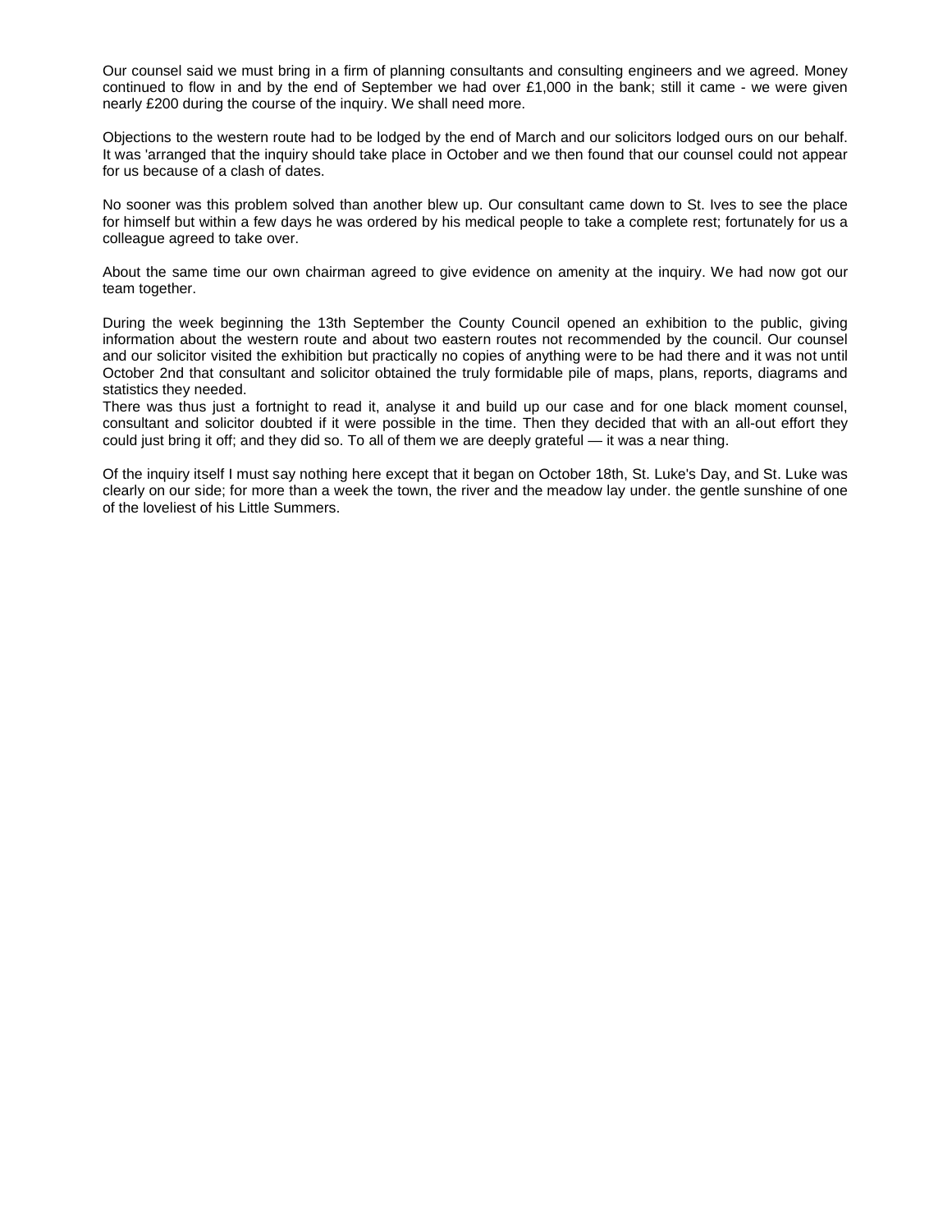Our counsel said we must bring in a firm of planning consultants and consulting engineers and we agreed. Money continued to flow in and by the end of September we had over £1,000 in the bank; still it came - we were given nearly £200 during the course of the inquiry. We shall need more.

Objections to the western route had to be lodged by the end of March and our solicitors lodged ours on our behalf. It was 'arranged that the inquiry should take place in October and we then found that our counsel could not appear for us because of a clash of dates.

No sooner was this problem solved than another blew up. Our consultant came down to St. Ives to see the place for himself but within a few days he was ordered by his medical people to take a complete rest; fortunately for us a colleague agreed to take over.

About the same time our own chairman agreed to give evidence on amenity at the inquiry. We had now got our team together.

During the week beginning the 13th September the County Council opened an exhibition to the public, giving information about the western route and about two eastern routes not recommended by the council. Our counsel and our solicitor visited the exhibition but practically no copies of anything were to be had there and it was not until October 2nd that consultant and solicitor obtained the truly formidable pile of maps, plans, reports, diagrams and statistics they needed.
There was thus just a fortnight to read it, analyse it and build up our case and for one black moment counsel, consultant and solicitor doubted if it were possible in the time. Then they decided that with an all-out effort they could just bring it off; and they did so. To all of them we are deeply grateful — it was a near thing.

Of the inquiry itself I must say nothing here except that it began on October 18th, St. Luke's Day, and St. Luke was clearly on our side; for more than a week the town, the river and the meadow lay under. the gentle sunshine of one of the loveliest of his Little Summers.